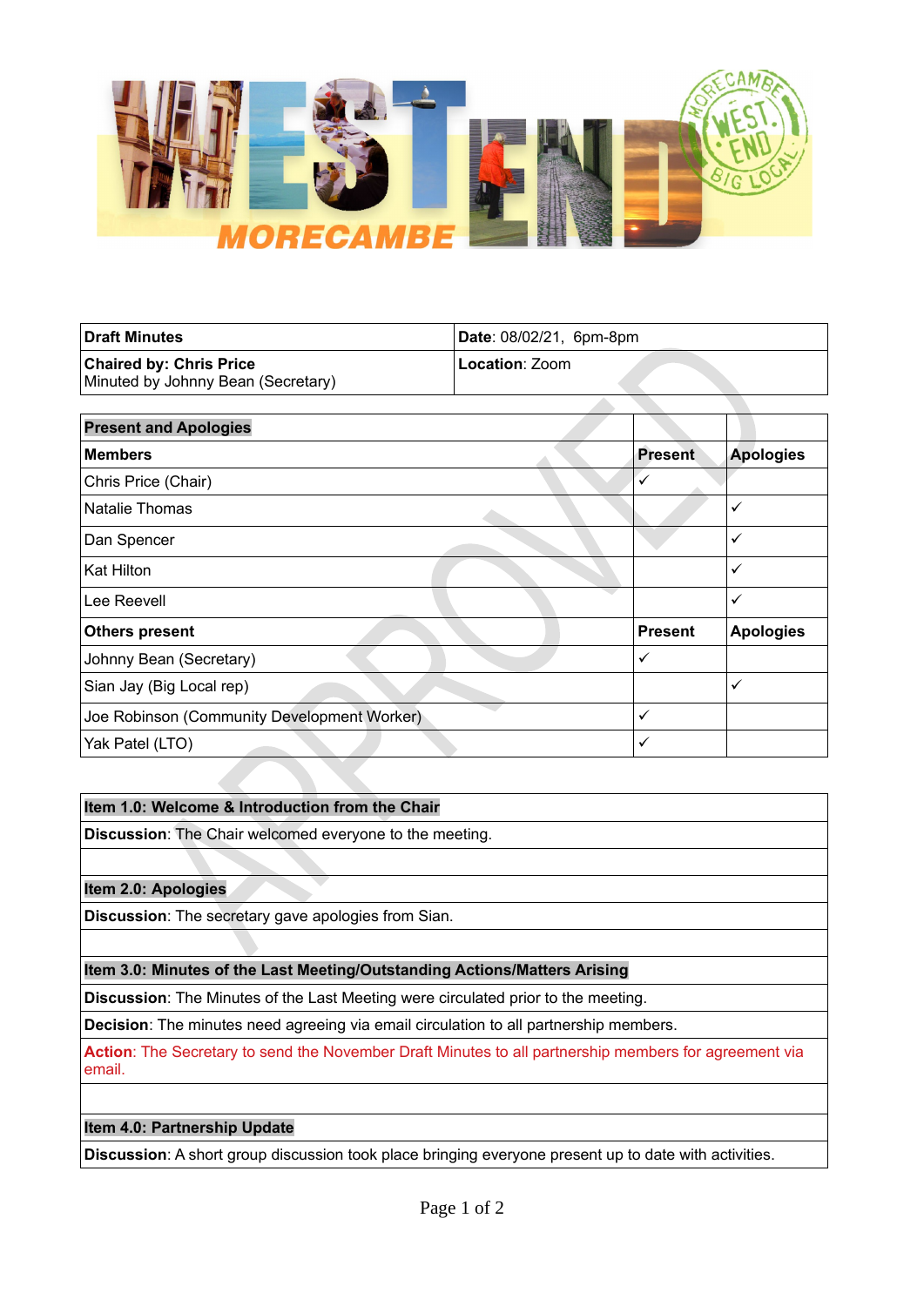| **Draft Minutes** | **Date**: 08/02/21, 6pm-8pm |
|---|---|
| **Chaired by: Chris Price**<br>Minuted by Johnny Bean (Secretary) | **Location**: Zoom |

| **Present and Apologies** | | |
|---|---|---|
| **Members** | **Present** | **Apologies** |
| Chris Price (Chair) | ✓ | |
| Natalie Thomas | | ✓ |
| Dan Spencer | | ✓ |
| Kat Hilton | | ✓ |
| Lee Reevell | | ✓ |
| **Others present** | **Present** | **Apologies** |
| Johnny Bean (Secretary) | ✓ | |
| Sian Jay (Big Local rep) | | ✓ |
| Joe Robinson (Community Development Worker) | ✓ | |
| Yak Patel (LTO) | ✓ | |

| **Item 1.0: Welcome & Introduction from the Chair** |
|---|
| **Discussion**: The Chair welcomed everyone to the meeting. |
| |
| **Item 2.0: Apologies** |
| **Discussion**: The secretary gave apologies from Sian. |
| |
| **Item 3.0: Minutes of the Last Meeting/Outstanding Actions/Matters Arising** |
| **Discussion**: The Minutes of the Last Meeting were circulated prior to the meeting. |
| **Decision**: The minutes need agreeing via email circulation to all partnership members. |
| **Action**: The Secretary to send the November Draft Minutes to all partnership members for agreement via email. |
| |
| **Item 4.0: Partnership Update** |
| **Discussion**: A short group discussion took place bringing everyone present up to date with activities. |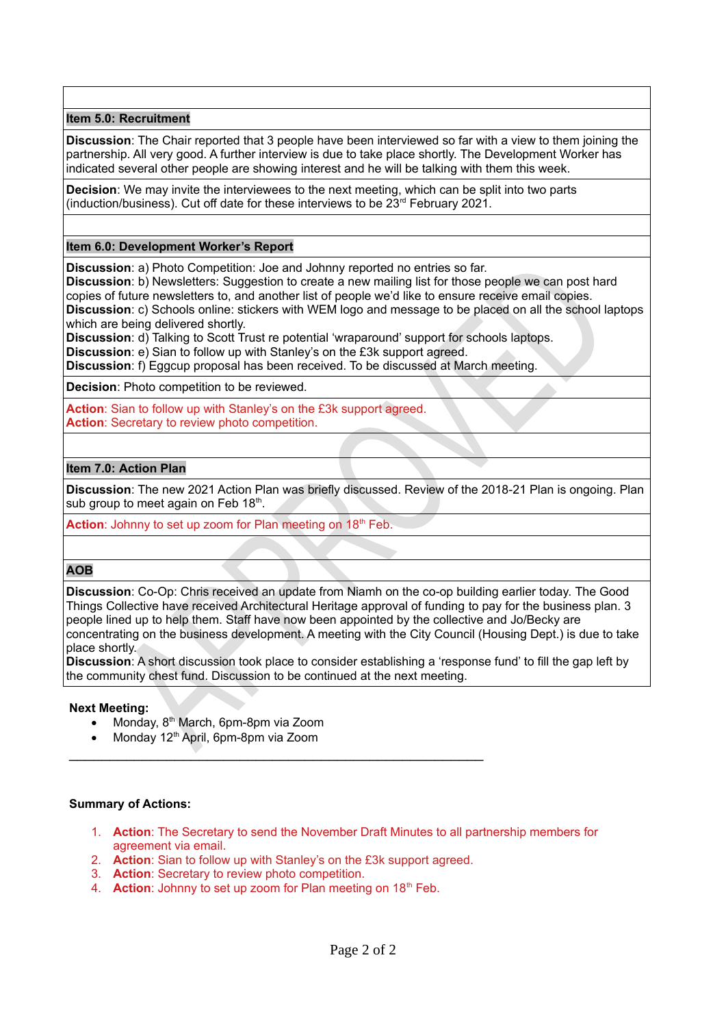### Item 5.0: Recruitment

**Discussion**: The Chair reported that 3 people have been interviewed so far with a view to them joining the partnership. All very good. A further interview is due to take place shortly. The Development Worker has indicated several other people are showing interest and he will be talking with them this week.

**Decision**: We may invite the interviewees to the next meeting, which can be split into two parts (induction/business). Cut off date for these interviews to be 23rd February 2021.

### Item 6.0: Development Worker's Report

**Discussion**: a) Photo Competition: Joe and Johnny reported no entries so far.
**Discussion**: b) Newsletters: Suggestion to create a new mailing list for those people we can post hard copies of future newsletters to, and another list of people we'd like to ensure receive email copies.
**Discussion**: c) Schools online: stickers with WEM logo and message to be placed on all the school laptops which are being delivered shortly.
**Discussion**: d) Talking to Scott Trust re potential 'wraparound' support for schools laptops.
**Discussion**: e) Sian to follow up with Stanley's on the £3k support agreed.
**Discussion**: f) Eggcup proposal has been received. To be discussed at March meeting.

**Decision**: Photo competition to be reviewed.

**Action**: Sian to follow up with Stanley's on the £3k support agreed.
**Action**: Secretary to review photo competition.

### Item 7.0: Action Plan

**Discussion**: The new 2021 Action Plan was briefly discussed. Review of the 2018-21 Plan is ongoing. Plan sub group to meet again on Feb 18th.

**Action**: Johnny to set up zoom for Plan meeting on 18th Feb.

### AOB

**Discussion**: Co-Op: Chris received an update from Niamh on the co-op building earlier today. The Good Things Collective have received Architectural Heritage approval of funding to pay for the business plan. 3 people lined up to help them. Staff have now been appointed by the collective and Jo/Becky are concentrating on the business development. A meeting with the City Council (Housing Dept.) is due to take place shortly.
**Discussion**: A short discussion took place to consider establishing a 'response fund' to fill the gap left by the community chest fund. Discussion to be continued at the next meeting.

**Next Meeting:**

- Monday, 8th March, 6pm-8pm via Zoom
- Monday 12th April, 6pm-8pm via Zoom

---

**Summary of Actions:**

1. **Action**: The Secretary to send the November Draft Minutes to all partnership members for agreement via email.
2. **Action**: Sian to follow up with Stanley's on the £3k support agreed.
3. **Action**: Secretary to review photo competition.
4. **Action**: Johnny to set up zoom for Plan meeting on 18th Feb.